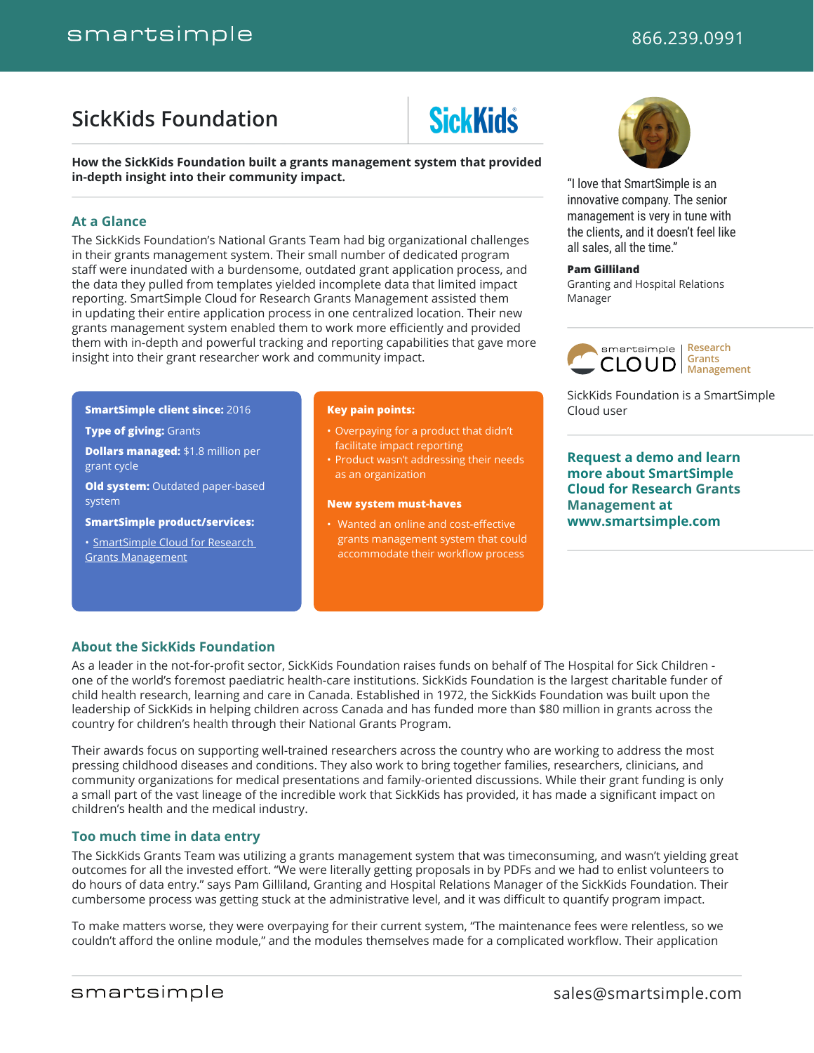# SickKids Foundation

**How the SickKids Foundation built a grants management system that provided in-depth insight into their community impact.**

## At a Glance

The SickKids Foundation's National Grants Team had big organizational challenges in their grants management system. Their small number of dedicated program staff were inundated with a burdensome, outdated grant application process, and the data they pulled from templates yielded incomplete data that limited impact reporting. SmartSimple Cloud for Research Grants Management assisted them in updating their entire application process in one centralized location. Their new grants management system enabled them to work more efficiently and provided them with in-depth and powerful tracking and reporting capabilities that gave more insight into their grant researcher work and community impact.

**SmartSimple client since:** 2016

**Type of giving:** Grants

**Dollars managed:** $1.8 million per grant cycle

**Old system:** Outdated paper-based system

**SmartSimple product/services:**

- SmartSimple Cloud for Research Grants Management

**Key pain points:**

- Overpaying for a product that didn't facilitate impact reporting
- Product wasn't addressing their needs as an organization

**New system must-haves**

- Wanted an online and cost-effective grants management system that could accommodate their workflow process

"I love that SmartSimple is an innovative company. The senior management is very in tune with the clients, and it doesn't feel like all sales, all the time."

**Pam Gilliland**
Granting and Hospital Relations Manager

smartsimple CLOUD | Research Grants Management

SickKids Foundation is a SmartSimple Cloud user

**Request a demo and learn more about SmartSimple Cloud for Research Grants Management at www.smartsimple.com**

## About the SickKids Foundation

As a leader in the not-for-profit sector, SickKids Foundation raises funds on behalf of The Hospital for Sick Children - one of the world's foremost paediatric health-care institutions. SickKids Foundation is the largest charitable funder of child health research, learning and care in Canada. Established in 1972, the SickKids Foundation was built upon the leadership of SickKids in helping children across Canada and has funded more than $80 million in grants across the country for children's health through their National Grants Program.

Their awards focus on supporting well-trained researchers across the country who are working to address the most pressing childhood diseases and conditions. They also work to bring together families, researchers, clinicians, and community organizations for medical presentations and family-oriented discussions. While their grant funding is only a small part of the vast lineage of the incredible work that SickKids has provided, it has made a significant impact on children's health and the medical industry.

## Too much time in data entry

The SickKids Grants Team was utilizing a grants management system that was timeconsuming, and wasn't yielding great outcomes for all the invested effort. "We were literally getting proposals in by PDFs and we had to enlist volunteers to do hours of data entry." says Pam Gilliland, Granting and Hospital Relations Manager of the SickKids Foundation. Their cumbersome process was getting stuck at the administrative level, and it was difficult to quantify program impact.

To make matters worse, they were overpaying for their current system, "The maintenance fees were relentless, so we couldn't afford the online module," and the modules themselves made for a complicated workflow. Their application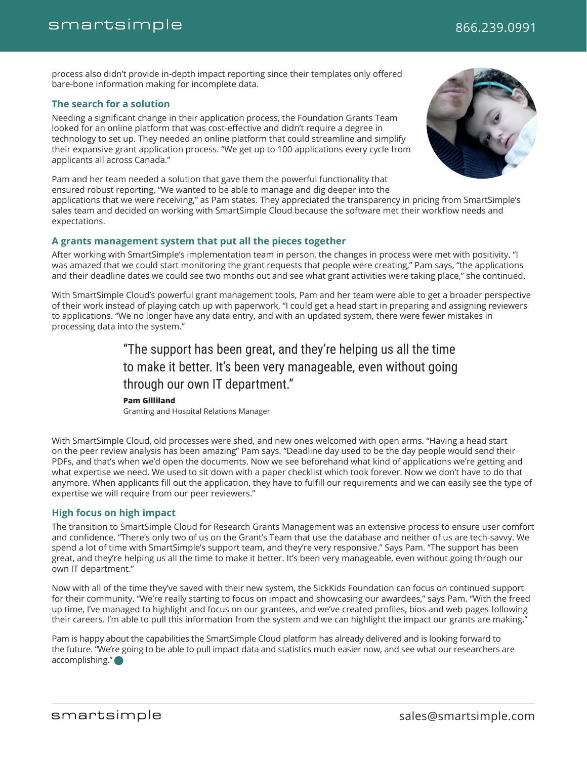process also didn't provide in-depth impact reporting since their templates only offered bare-bone information making for incomplete data.

### The search for a solution

Needing a significant change in their application process, the Foundation Grants Team looked for an online platform that was cost-effective and didn't require a degree in technology to set up. They needed an online platform that could streamline and simplify their expansive grant application process. "We get up to 100 applications every cycle from applicants all across Canada."

Pam and her team needed a solution that gave them the powerful functionality that ensured robust reporting, "We wanted to be able to manage and dig deeper into the applications that we were receiving," as Pam states. They appreciated the transparency in pricing from SmartSimple's sales team and decided on working with SmartSimple Cloud because the software met their workflow needs and expectations.

### A grants management system that put all the pieces together

After working with SmartSimple's implementation team in person, the changes in process were met with positivity. "I was amazed that we could start monitoring the grant requests that people were creating," Pam says, "the applications and their deadline dates we could see two months out and see what grant activities were taking place," she continued.

With SmartSimple Cloud's powerful grant management tools, Pam and her team were able to get a broader perspective of their work instead of playing catch up with paperwork, "I could get a head start in preparing and assigning reviewers to applications. "We no longer have any data entry, and with an updated system, there were fewer mistakes in processing data into the system."

> "The support has been great, and they're helping us all the time to make it better. It's been very manageable, even without going through our own IT department."
>
> **Pam Gilliland**
> Granting and Hospital Relations Manager

With SmartSimple Cloud, old processes were shed, and new ones welcomed with open arms. "Having a head start on the peer review analysis has been amazing" Pam says. "Deadline day used to be the day people would send their PDFs, and that's when we'd open the documents. Now we see beforehand what kind of applications we're getting and what expertise we need. We used to sit down with a paper checklist which took forever. Now we don't have to do that anymore. When applicants fill out the application, they have to fulfill our requirements and we can easily see the type of expertise we will require from our peer reviewers."

### High focus on high impact

The transition to SmartSimple Cloud for Research Grants Management was an extensive process to ensure user comfort and confidence. "There's only two of us on the Grant's Team that use the database and neither of us are tech-savvy. We spend a lot of time with SmartSimple's support team, and they're very responsive." Says Pam. "The support has been great, and they're helping us all the time to make it better. It's been very manageable, even without going through our own IT department."

Now with all of the time they've saved with their new system, the SickKids Foundation can focus on continued support for their community. "We're really starting to focus on impact and showcasing our awardees," says Pam. "With the freed up time, I've managed to highlight and focus on our grantees, and we've created profiles, bios and web pages following their careers. I'm able to pull this information from the system and we can highlight the impact our grants are making."

Pam is happy about the capabilities the SmartSimple Cloud platform has already delivered and is looking forward to the future. "We're going to be able to pull impact data and statistics much easier now, and see what our researchers are accomplishing."